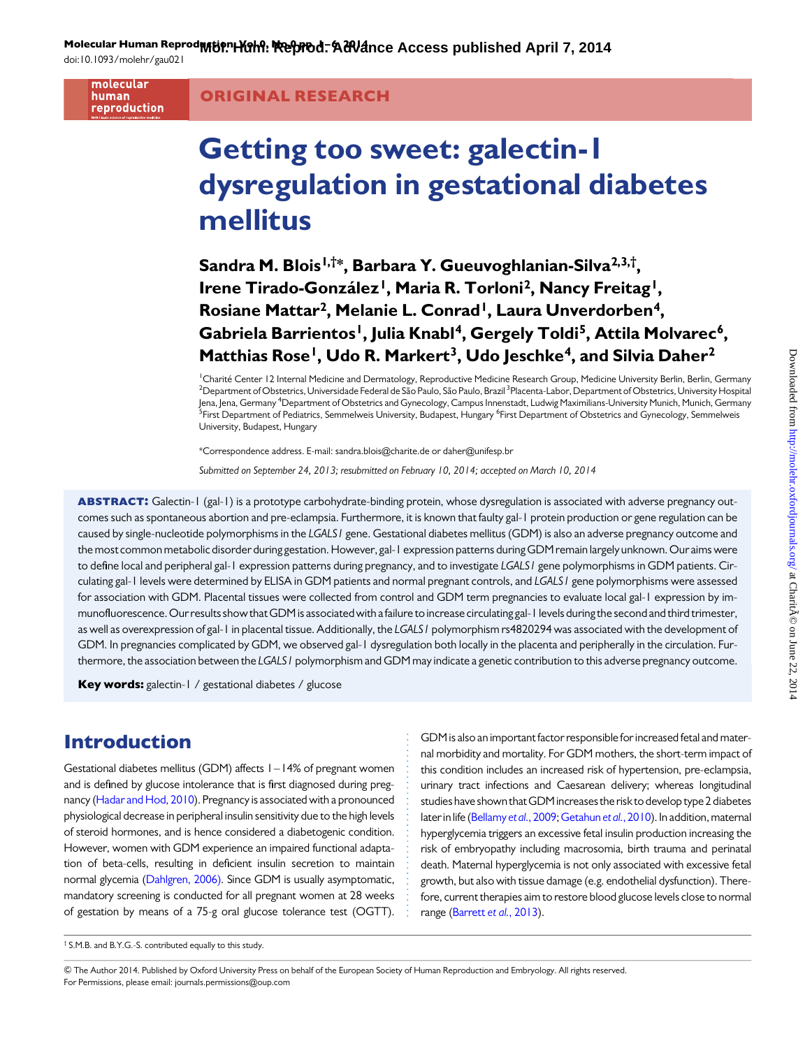ORIGINAL RESEARCH

# Getting too sweet: galectin-1 dysregulation in gestational diabetes mellitus

**Sandra M. Blois[1,†*], Barbara Y. Gueuvoghlanian-Silva[2,3,†], Irene Tirado-González[1], Maria R. Torloni[2], Nancy Freitag[1], Rosiane Mattar[2], Melanie L. Conrad[1], Laura Unverdorben[4], Gabriela Barrientos[1], Julia Knabl[4], Gergely Toldi[5], Attila Molvarec[6], Matthias Rose[1], Udo R. Markert[3], Udo Jeschke[4], and Silvia Daher[2]**

[1]Charité Center 12 Internal Medicine and Dermatology, Reproductive Medicine Research Group, Medicine University Berlin, Berlin, Germany [2]Department of Obstetrics, Universidade Federal de São Paulo, São Paulo, Brazil [3]Placenta-Labor, Department of Obstetrics, University Hospital Jena, Jena, Germany [4]Department of Obstetrics and Gynecology, Campus Innenstadt, Ludwig Maximilians-University Munich, Munich, Germany [5]First Department of Pediatrics, Semmelweis University, Budapest, Hungary [6]First Department of Obstetrics and Gynecology, Semmelweis University, Budapest, Hungary

*Correspondence address. E-mail: sandra.blois@charite.de or daher@unifesp.br

*Submitted on September 24, 2013; resubmitted on February 10, 2014; accepted on March 10, 2014*

**ABSTRACT:** Galectin-1 (gal-1) is a prototype carbohydrate-binding protein, whose dysregulation is associated with adverse pregnancy outcomes such as spontaneous abortion and pre-eclampsia. Furthermore, it is known that faulty gal-1 protein production or gene regulation can be caused by single-nucleotide polymorphisms in the *LGALS1* gene. Gestational diabetes mellitus (GDM) is also an adverse pregnancy outcome and the most common metabolic disorder during gestation. However, gal-1 expression patterns during GDM remain largely unknown. Our aims were to define local and peripheral gal-1 expression patterns during pregnancy, and to investigate *LGALS1* gene polymorphisms in GDM patients. Circulating gal-1 levels were determined by ELISA in GDM patients and normal pregnant controls, and *LGALS1* gene polymorphisms were assessed for association with GDM. Placental tissues were collected from control and GDM term pregnancies to evaluate local gal-1 expression by immunofluorescence. Our results show that GDM is associated with a failure to increase circulating gal-1 levels during the second and third trimester, as well as overexpression of gal-1 in placental tissue. Additionally, the *LGALS1* polymorphism rs4820294 was associated with the development of GDM. In pregnancies complicated by GDM, we observed gal-1 dysregulation both locally in the placenta and peripherally in the circulation. Furthermore, the association between the *LGALS1* polymorphism and GDM may indicate a genetic contribution to this adverse pregnancy outcome.

**Key words:** galectin-1 / gestational diabetes / glucose

## Introduction

Gestational diabetes mellitus (GDM) affects 1–14% of pregnant women and is defined by glucose intolerance that is first diagnosed during pregnancy (Hadar and Hod, 2010). Pregnancy is associated with a pronounced physiological decrease in peripheral insulin sensitivity due to the high levels of steroid hormones, and is hence considered a diabetogenic condition. However, women with GDM experience an impaired functional adaptation of beta-cells, resulting in deficient insulin secretion to maintain normal glycemia (Dahlgren, 2006). Since GDM is usually asymptomatic, mandatory screening is conducted for all pregnant women at 28 weeks of gestation by means of a 75-g oral glucose tolerance test (OGTT). GDM is also an important factor responsible for increased fetal and maternal morbidity and mortality. For GDM mothers, the short-term impact of this condition includes an increased risk of hypertension, pre-eclampsia, urinary tract infections and Caesarean delivery; whereas longitudinal studies have shown that GDM increases the risk to develop type 2 diabetes later in life (Bellamy *et al.*, 2009; Getahun *et al.*, 2010). In addition, maternal hyperglycemia triggers an excessive fetal insulin production increasing the risk of embryopathy including macrosomia, birth trauma and perinatal death. Maternal hyperglycemia is not only associated with excessive fetal growth, but also with tissue damage (e.g. endothelial dysfunction). Therefore, current therapies aim to restore blood glucose levels close to normal range (Barrett *et al.*, 2013).

† S.M.B. and B.Y.G.-S. contributed equally to this study.

© The Author 2014. Published by Oxford University Press on behalf of the European Society of Human Reproduction and Embryology. All rights reserved.
For Permissions, please email: journals.permissions@oup.com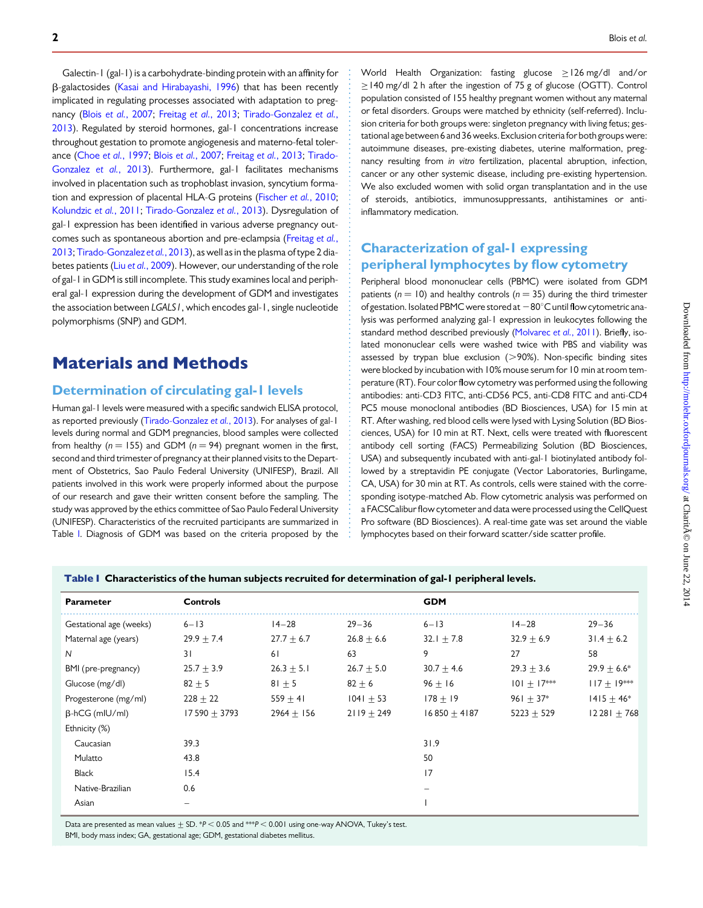Galectin-1 (gal-1) is a carbohydrate-binding protein with an affinity for β-galactosides (Kasai and Hirabayashi, 1996) that has been recently implicated in regulating processes associated with adaptation to pregnancy (Blois *et al.*, 2007; Freitag *et al.*, 2013; Tirado-Gonzalez *et al.*, 2013). Regulated by steroid hormones, gal-1 concentrations increase throughout gestation to promote angiogenesis and materno-fetal tolerance (Choe *et al.*, 1997; Blois *et al.*, 2007; Freitag *et al.*, 2013; Tirado-Gonzalez *et al.*, 2013). Furthermore, gal-1 facilitates mechanisms involved in placentation such as trophoblast invasion, syncytium formation and expression of placental HLA-G proteins (Fischer *et al.*, 2010; Kolundzic *et al.*, 2011; Tirado-Gonzalez *et al.*, 2013). Dysregulation of gal-1 expression has been identified in various adverse pregnancy outcomes such as spontaneous abortion and pre-eclampsia (Freitag *et al.*, 2013; Tirado-Gonzalez *et al.*, 2013), as well as in the plasma of type 2 diabetes patients (Liu *et al.*, 2009). However, our understanding of the role of gal-1 in GDM is still incomplete. This study examines local and peripheral gal-1 expression during the development of GDM and investigates the association between *LGALS1*, which encodes gal-1, single nucleotide polymorphisms (SNP) and GDM.

# Materials and Methods

## Determination of circulating gal-1 levels

Human gal-1 levels were measured with a specific sandwich ELISA protocol, as reported previously (Tirado-Gonzalez *et al.*, 2013). For analyses of gal-1 levels during normal and GDM pregnancies, blood samples were collected from healthy ($n = 155$) and GDM ($n = 94$) pregnant women in the first, second and third trimester of pregnancy at their planned visits to the Department of Obstetrics, Sao Paulo Federal University (UNIFESP), Brazil. All patients involved in this work were properly informed about the purpose of our research and gave their written consent before the sampling. The study was approved by the ethics committee of Sao Paulo Federal University (UNIFESP). Characteristics of the recruited participants are summarized in Table I. Diagnosis of GDM was based on the criteria proposed by the World Health Organization: fasting glucose ≥126 mg/dl and/or ≥140 mg/dl 2 h after the ingestion of 75 g of glucose (OGTT). Control population consisted of 155 healthy pregnant women without any maternal or fetal disorders. Groups were matched by ethnicity (self-referred). Inclusion criteria for both groups were: singleton pregnancy with living fetus; gestational age between 6 and 36 weeks. Exclusion criteria for both groups were: autoimmune diseases, pre-existing diabetes, uterine malformation, pregnancy resulting from *in vitro* fertilization, placental abruption, infection, cancer or any other systemic disease, including pre-existing hypertension. We also excluded women with solid organ transplantation and in the use of steroids, antibiotics, immunosuppressants, antihistamines or anti-inflammatory medication.

## Characterization of gal-1 expressing peripheral lymphocytes by flow cytometry

Peripheral blood mononuclear cells (PBMC) were isolated from GDM patients ($n = 10$) and healthy controls ($n = 35$) during the third trimester of gestation. Isolated PBMC were stored at −80°C until flow cytometric analysis was performed analyzing gal-1 expression in leukocytes following the standard method described previously (Molvarec *et al.*, 2011). Briefly, isolated mononuclear cells were washed twice with PBS and viability was assessed by trypan blue exclusion (>90%). Non-specific binding sites were blocked by incubation with 10% mouse serum for 10 min at room temperature (RT). Four color flow cytometry was performed using the following antibodies: anti-CD3 FITC, anti-CD56 PC5, anti-CD8 FITC and anti-CD4 PC5 mouse monoclonal antibodies (BD Biosciences, USA) for 15 min at RT. After washing, red blood cells were lysed with Lysing Solution (BD Biosciences, USA) for 10 min at RT. Next, cells were treated with fluorescent antibody cell sorting (FACS) Permeabilizing Solution (BD Biosciences, USA) and subsequently incubated with anti-gal-1 biotinylated antibody followed by a streptavidin PE conjugate (Vector Laboratories, Burlingame, CA, USA) for 30 min at RT. As controls, cells were stained with the corresponding isotype-matched Ab. Flow cytometric analysis was performed on a FACSCalibur flow cytometer and data were processed using the CellQuest Pro software (BD Biosciences). A real-time gate was set around the viable lymphocytes based on their forward scatter/side scatter profile.

**Table I Characteristics of the human subjects recruited for determination of gal-1 peripheral levels.**

| Parameter | Controls | | | GDM | | |
|---|---|---|---|---|---|---|
| Gestational age (weeks) | 6–13 | 14–28 | 29–36 | 6–13 | 14–28 | 29–36 |
| Maternal age (years) | 29.9 ± 7.4 | 27.7 ± 6.7 | 26.8 ± 6.6 | 32.1 ± 7.8 | 32.9 ± 6.9 | 31.4 ± 6.2 |
| *N* | 31 | 61 | 63 | 9 | 27 | 58 |
| BMI (pre-pregnancy) | 25.7 ± 3.9 | 26.3 ± 5.1 | 26.7 ± 5.0 | 30.7 ± 4.6 | 29.3 ± 3.6 | 29.9 ± 6.6* |
| Glucose (mg/dl) | 82 ± 5 | 81 ± 5 | 82 ± 6 | 96 ± 16 | 101 ± 17*** | 117 ± 19*** |
| Progesterone (mg/ml) | 228 ± 22 | 559 ± 41 | 1041 ± 53 | 178 ± 19 | 961 ± 37* | 1415 ± 46* |
| β-hCG (mIU/ml) | 17 590 ± 3793 | 2964 ± 156 | 2119 ± 249 | 16 850 ± 4187 | 5223 ± 529 | 12 281 ± 768 |
| Ethnicity (%) | | | | | | |
| Caucasian | 39.3 | | | 31.9 | | |
| Mulatto | 43.8 | | | 50 | | |
| Black | 15.4 | | | 17 | | |
| Native-Brazilian | 0.6 | | | – | | |
| Asian | – | | | 1 | | |

Data are presented as mean values ± SD. *$P < 0.05$ and ***$P < 0.001$ using one-way ANOVA, Tukey's test.
BMI, body mass index; GA, gestational age; GDM, gestational diabetes mellitus.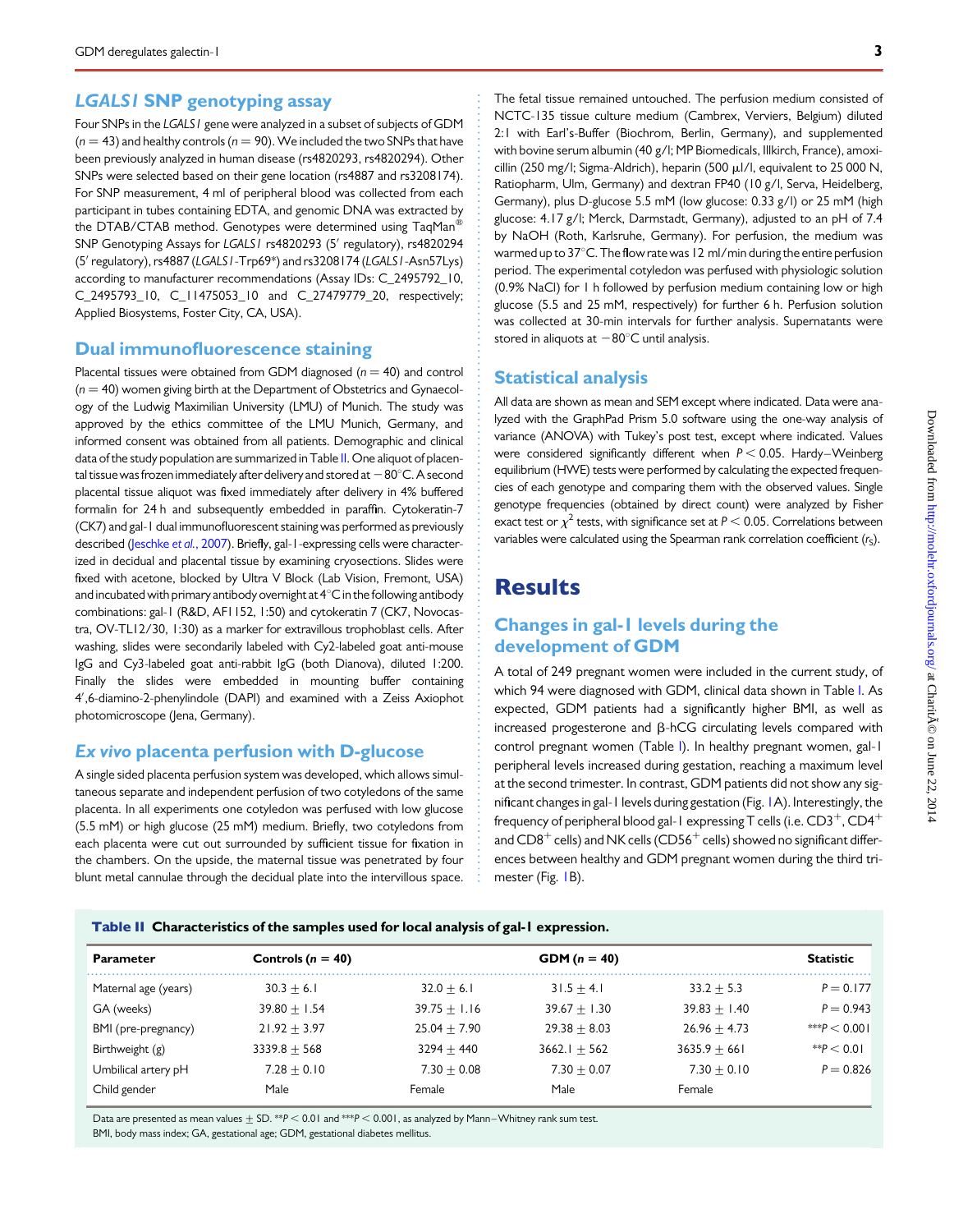## *LGALS1* SNP genotyping assay

Four SNPs in the *LGALS1* gene were analyzed in a subset of subjects of GDM ($n = 43$) and healthy controls ($n = 90$). We included the two SNPs that have been previously analyzed in human disease (rs4820293, rs4820294). Other SNPs were selected based on their gene location (rs4887 and rs3208174). For SNP measurement, 4 ml of peripheral blood was collected from each participant in tubes containing EDTA, and genomic DNA was extracted by the DTAB/CTAB method. Genotypes were determined using TaqMan® SNP Genotyping Assays for *LGALS1* rs4820293 (5′ regulatory), rs4820294 (5′ regulatory), rs4887 (*LGALS1*-Trp69*) and rs3208174 (*LGALS1*-Asn57Lys) according to manufacturer recommendations (Assay IDs: C_2495792_10, C_2495793_10, C_11475053_10 and C_27479779_20, respectively; Applied Biosystems, Foster City, CA, USA).

## Dual immunofluorescence staining

Placental tissues were obtained from GDM diagnosed ($n = 40$) and control ($n = 40$) women giving birth at the Department of Obstetrics and Gynaecology of the Ludwig Maximilian University (LMU) of Munich. The study was approved by the ethics committee of the LMU Munich, Germany, and informed consent was obtained from all patients. Demographic and clinical data of the study population are summarized in Table II. One aliquot of placental tissue was frozen immediately after delivery and stored at −80°C. A second placental tissue aliquot was fixed immediately after delivery in 4% buffered formalin for 24 h and subsequently embedded in paraffin. Cytokeratin-7 (CK7) and gal-1 dual immunofluorescent staining was performed as previously described (Jeschke *et al.*, 2007). Briefly, gal-1-expressing cells were characterized in decidual and placental tissue by examining cryosections. Slides were fixed with acetone, blocked by Ultra V Block (Lab Vision, Fremont, USA) and incubated with primary antibody overnight at 4°C in the following antibody combinations: gal-1 (R&D, AF1152, 1:50) and cytokeratin 7 (CK7, Novocastra, OV-TL12/30, 1:30) as a marker for extravillous trophoblast cells. After washing, slides were secondarily labeled with Cy2-labeled goat anti-mouse IgG and Cy3-labeled goat anti-rabbit IgG (both Dianova), diluted 1:200. Finally the slides were embedded in mounting buffer containing 4′,6-diamino-2-phenylindole (DAPI) and examined with a Zeiss Axiophot photomicroscope (Jena, Germany).

## *Ex vivo* placenta perfusion with D-glucose

A single sided placenta perfusion system was developed, which allows simultaneous separate and independent perfusion of two cotyledons of the same placenta. In all experiments one cotyledon was perfused with low glucose (5.5 mM) or high glucose (25 mM) medium. Briefly, two cotyledons from each placenta were cut out surrounded by sufficient tissue for fixation in the chambers. On the upside, the maternal tissue was penetrated by four blunt metal cannulae through the decidual plate into the intervillous space. The fetal tissue remained untouched. The perfusion medium consisted of NCTC-135 tissue culture medium (Cambrex, Verviers, Belgium) diluted 2:1 with Earl's-Buffer (Biochrom, Berlin, Germany), and supplemented with bovine serum albumin (40 g/l; MP Biomedicals, Illkirch, France), amoxicillin (250 mg/l; Sigma-Aldrich), heparin (500 µl/l, equivalent to 25 000 N, Ratiopharm, Ulm, Germany) and dextran FP40 (10 g/l, Serva, Heidelberg, Germany), plus D-glucose 5.5 mM (low glucose: 0.33 g/l) or 25 mM (high glucose: 4.17 g/l; Merck, Darmstadt, Germany), adjusted to an pH of 7.4 by NaOH (Roth, Karlsruhe, Germany). For perfusion, the medium was warmed up to 37°C. The flow rate was 12 ml/min during the entire perfusion period. The experimental cotyledon was perfused with physiologic solution (0.9% NaCl) for 1 h followed by perfusion medium containing low or high glucose (5.5 and 25 mM, respectively) for further 6 h. Perfusion solution was collected at 30-min intervals for further analysis. Supernatants were stored in aliquots at −80°C until analysis.

## Statistical analysis

All data are shown as mean and SEM except where indicated. Data were analyzed with the GraphPad Prism 5.0 software using the one-way analysis of variance (ANOVA) with Tukey's post test, except where indicated. Values were considered significantly different when $P < 0.05$. Hardy–Weinberg equilibrium (HWE) tests were performed by calculating the expected frequencies of each genotype and comparing them with the observed values. Single genotype frequencies (obtained by direct count) were analyzed by Fisher exact test or $\chi^2$ tests, with significance set at $P < 0.05$. Correlations between variables were calculated using the Spearman rank correlation coefficient ($r_s$).

# Results

## Changes in gal-1 levels during the development of GDM

A total of 249 pregnant women were included in the current study, of which 94 were diagnosed with GDM, clinical data shown in Table I. As expected, GDM patients had a significantly higher BMI, as well as increased progesterone and β-hCG circulating levels compared with control pregnant women (Table I). In healthy pregnant women, gal-1 peripheral levels increased during gestation, reaching a maximum level at the second trimester. In contrast, GDM patients did not show any significant changes in gal-1 levels during gestation (Fig. 1A). Interestingly, the frequency of peripheral blood gal-1 expressing T cells (i.e. CD3$^+$, CD4$^+$ and CD8$^+$ cells) and NK cells (CD56$^+$ cells) showed no significant differences between healthy and GDM pregnant women during the third trimester (Fig. 1B).

**Table II** Characteristics of the samples used for local analysis of gal-1 expression.

| Parameter | Controls ($n = 40$) | | GDM ($n = 40$) | | Statistic |
|---|---|---|---|---|---|
| Maternal age (years) | 30.3 ± 6.1 | 32.0 ± 6.1 | 31.5 ± 4.1 | 33.2 ± 5.3 | $P = 0.177$ |
| GA (weeks) | 39.80 ± 1.54 | 39.75 ± 1.16 | 39.67 ± 1.30 | 39.83 ± 1.40 | $P = 0.943$ |
| BMI (pre-pregnancy) | 21.92 ± 3.97 | 25.04 ± 7.90 | 29.38 ± 8.03 | 26.96 ± 4.73 | ***$P < 0.001$ |
| Birthweight (g) | 3339.8 ± 568 | 3294 ± 440 | 3662.1 ± 562 | 3635.9 ± 661 | **$P < 0.01$ |
| Umbilical artery pH | 7.28 ± 0.10 | 7.30 ± 0.08 | 7.30 ± 0.07 | 7.30 ± 0.10 | $P = 0.826$ |
| Child gender | Male | Female | Male | Female | |

Data are presented as mean values ± SD. **$P < 0.01$ and ***$P < 0.001$, as analyzed by Mann–Whitney rank sum test.
BMI, body mass index; GA, gestational age; GDM, gestational diabetes mellitus.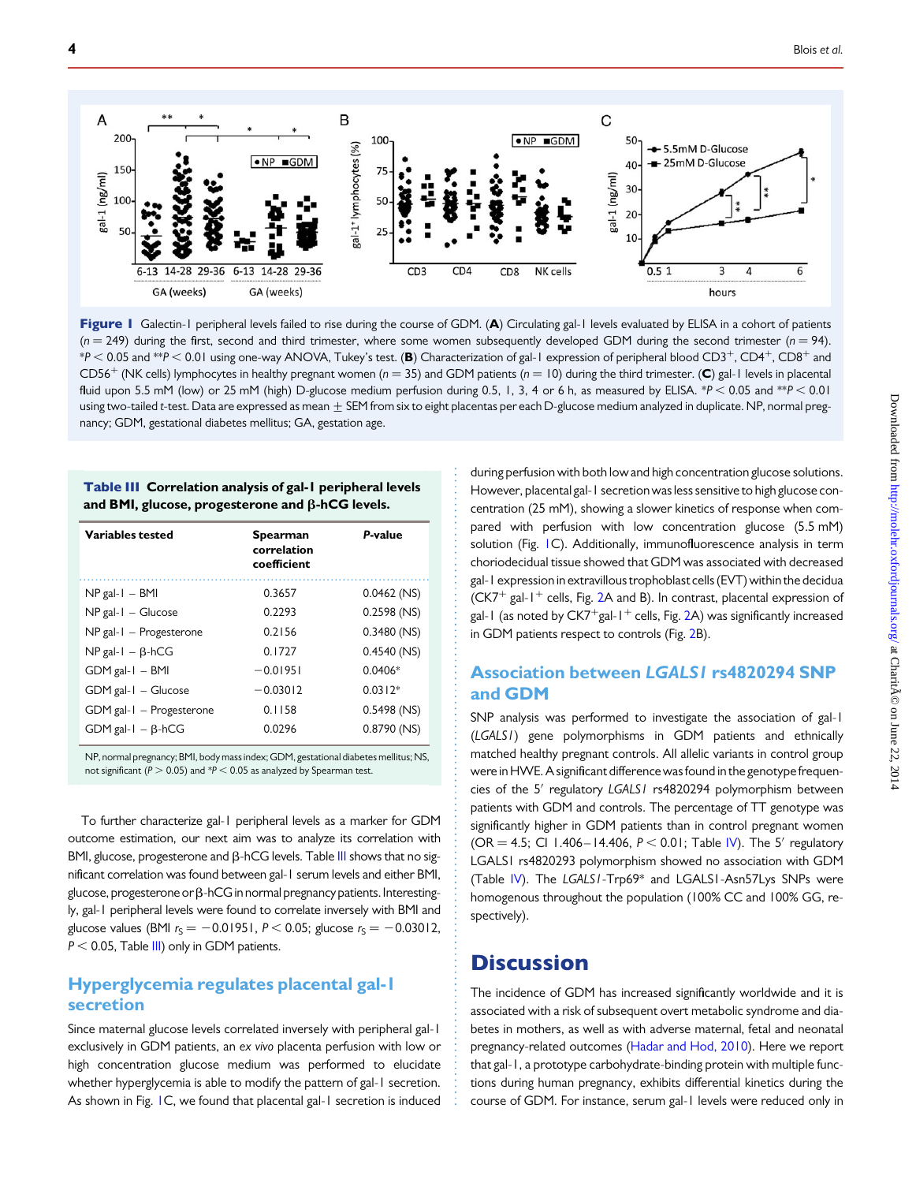**Figure 1** Galectin-1 peripheral levels failed to rise during the course of GDM. (**A**) Circulating gal-1 levels evaluated by ELISA in a cohort of patients ($n = 249$) during the first, second and third trimester, where some women subsequently developed GDM during the second trimester ($n = 94$). $^*P < 0.05$ and $^{**}P < 0.01$ using one-way ANOVA, Tukey's test. (**B**) Characterization of gal-1 expression of peripheral blood CD3$^+$, CD4$^+$, CD8$^+$ and CD56$^+$ (NK cells) lymphocytes in healthy pregnant women ($n = 35$) and GDM patients ($n = 10$) during the third trimester. (**C**) gal-1 levels in placental fluid upon 5.5 mM (low) or 25 mM (high) D-glucose medium perfusion during 0.5, 1, 3, 4 or 6 h, as measured by ELISA. $^*P < 0.05$ and $^{**}P < 0.01$ using two-tailed $t$-test. Data are expressed as mean ± SEM from six to eight placentas per each D-glucose medium analyzed in duplicate. NP, normal pregnancy; GDM, gestational diabetes mellitus; GA, gestation age.

**Table III** Correlation analysis of gal-1 peripheral levels and BMI, glucose, progesterone and β-hCG levels.

| Variables tested | Spearman correlation coefficient | *P*-value |
|---|---|---|
| NP gal-1 – BMI | 0.3657 | 0.0462 (NS) |
| NP gal-1 – Glucose | 0.2293 | 0.2598 (NS) |
| NP gal-1 – Progesterone | 0.2156 | 0.3480 (NS) |
| NP gal-1 – β-hCG | 0.1727 | 0.4540 (NS) |
| GDM gal-1 – BMI | −0.01951 | 0.0406* |
| GDM gal-1 – Glucose | −0.03012 | 0.0312* |
| GDM gal-1 – Progesterone | 0.1158 | 0.5498 (NS) |
| GDM gal-1 – β-hCG | 0.0296 | 0.8790 (NS) |

NP, normal pregnancy; BMI, body mass index; GDM, gestational diabetes mellitus; NS, not significant ($P > 0.05$) and $^*P < 0.05$ as analyzed by Spearman test.

To further characterize gal-1 peripheral levels as a marker for GDM outcome estimation, our next aim was to analyze its correlation with BMI, glucose, progesterone and β-hCG levels. Table III shows that no significant correlation was found between gal-1 serum levels and either BMI, glucose, progesterone or β-hCG in normal pregnancy patients. Interestingly, gal-1 peripheral levels were found to correlate inversely with BMI and glucose values (BMI $r_S = -0.01951$, $P < 0.05$; glucose $r_S = -0.03012$, $P < 0.05$, Table III) only in GDM patients.

## Hyperglycemia regulates placental gal-1 secretion

Since maternal glucose levels correlated inversely with peripheral gal-1 exclusively in GDM patients, an *ex vivo* placenta perfusion with low or high concentration glucose medium was performed to elucidate whether hyperglycemia is able to modify the pattern of gal-1 secretion. As shown in Fig. 1C, we found that placental gal-1 secretion is induced during perfusion with both low and high concentration glucose solutions. However, placental gal-1 secretion was less sensitive to high glucose concentration (25 mM), showing a slower kinetics of response when compared with perfusion with low concentration glucose (5.5 mM) solution (Fig. 1C). Additionally, immunofluorescence analysis in term choriodecidual tissue showed that GDM was associated with decreased gal-1 expression in extravillous trophoblast cells (EVT) within the decidua (CK7$^+$ gal-1$^+$ cells, Fig. 2A and B). In contrast, placental expression of gal-1 (as noted by CK7$^+$gal-1$^+$ cells, Fig. 2A) was significantly increased in GDM patients respect to controls (Fig. 2B).

## Association between *LGALS1* rs4820294 SNP and GDM

SNP analysis was performed to investigate the association of gal-1 (*LGALS1*) gene polymorphisms in GDM patients and ethnically matched healthy pregnant controls. All allelic variants in control group were in HWE. A significant difference was found in the genotype frequencies of the 5′ regulatory *LGALS1* rs4820294 polymorphism between patients with GDM and controls. The percentage of TT genotype was significantly higher in GDM patients than in control pregnant women (OR = 4.5; CI 1.406–14.406, $P < 0.01$; Table IV). The 5′ regulatory LGALS1 rs4820293 polymorphism showed no association with GDM (Table IV). The *LGALS1*-Trp69* and LGALS1-Asn57Lys SNPs were homogenous throughout the population (100% CC and 100% GG, respectively).

# Discussion

The incidence of GDM has increased significantly worldwide and it is associated with a risk of subsequent overt metabolic syndrome and diabetes in mothers, as well as with adverse maternal, fetal and neonatal pregnancy-related outcomes (Hadar and Hod, 2010). Here we report that gal-1, a prototype carbohydrate-binding protein with multiple functions during human pregnancy, exhibits differential kinetics during the course of GDM. For instance, serum gal-1 levels were reduced only in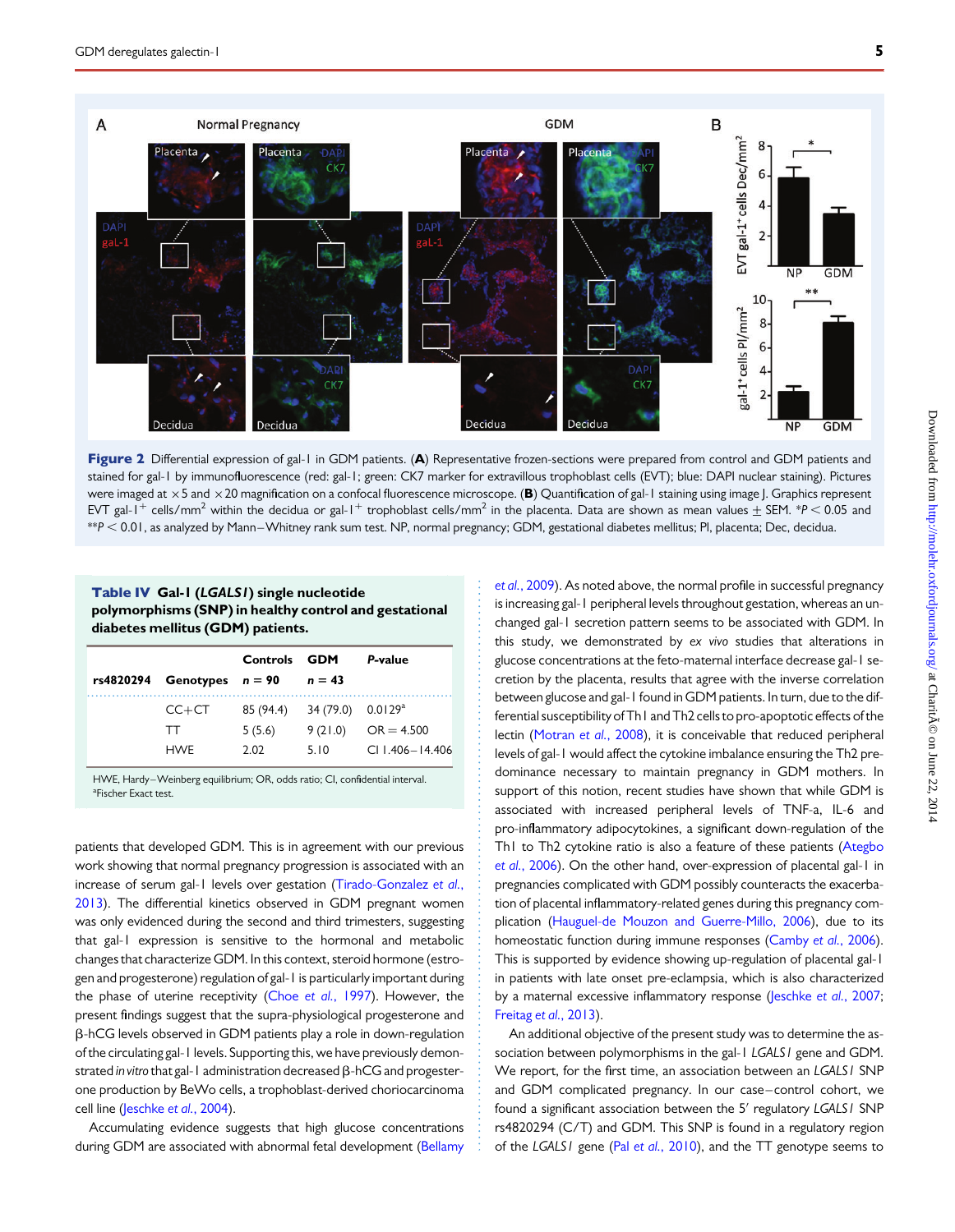Figure 2 Differential expression of gal-1 in GDM patients. (**A**) Representative frozen-sections were prepared from control and GDM patients and stained for gal-1 by immunofluorescence (red: gal-1; green: CK7 marker for extravillous trophoblast cells (EVT); blue: DAPI nuclear staining). Pictures were imaged at ×5 and ×20 magnification on a confocal fluorescence microscope. (**B**) Quantification of gal-1 staining using image J. Graphics represent EVT gal-1$^{+}$ cells/mm$^2$ within the decidua or gal-1$^{+}$ trophoblast cells/mm$^2$ in the placenta. Data are shown as mean values ± SEM. $*P < 0.05$ and $**P < 0.01$, as analyzed by Mann–Whitney rank sum test. NP, normal pregnancy; GDM, gestational diabetes mellitus; Pl, placenta; Dec, decidua.

**Table IV Gal-1 (*LGALS1*) single nucleotide polymorphisms (SNP) in healthy control and gestational diabetes mellitus (GDM) patients.**

| rs4820294 | Genotypes | Controls $n = 90$ | GDM $n = 43$ | P-value |
|---|---|---|---|---|
| | CC+CT | 85 (94.4) | 34 (79.0) | 0.0129[a] |
| | TT | 5 (5.6) | 9 (21.0) | OR = 4.500 |
| | HWE | 2.02 | 5.10 | CI 1.406–14.406 |

HWE, Hardy–Weinberg equilibrium; OR, odds ratio; CI, confidential interval.
[a]Fischer Exact test.

patients that developed GDM. This is in agreement with our previous work showing that normal pregnancy progression is associated with an increase of serum gal-1 levels over gestation (Tirado-Gonzalez et al., 2013). The differential kinetics observed in GDM pregnant women was only evidenced during the second and third trimesters, suggesting that gal-1 expression is sensitive to the hormonal and metabolic changes that characterize GDM. In this context, steroid hormone (estrogen and progesterone) regulation of gal-1 is particularly important during the phase of uterine receptivity (Choe et al., 1997). However, the present findings suggest that the supra-physiological progesterone and β-hCG levels observed in GDM patients play a role in down-regulation of the circulating gal-1 levels. Supporting this, we have previously demonstrated *in vitro* that gal-1 administration decreased β-hCG and progesterone production by BeWo cells, a trophoblast-derived choriocarcinoma cell line (Jeschke et al., 2004).

Accumulating evidence suggests that high glucose concentrations during GDM are associated with abnormal fetal development (Bellamy et al., 2009). As noted above, the normal profile in successful pregnancy is increasing gal-1 peripheral levels throughout gestation, whereas an unchanged gal-1 secretion pattern seems to be associated with GDM. In this study, we demonstrated by *ex vivo* studies that alterations in glucose concentrations at the feto-maternal interface decrease gal-1 secretion by the placenta, results that agree with the inverse correlation between glucose and gal-1 found in GDM patients. In turn, due to the differential susceptibility of Th1 and Th2 cells to pro-apoptotic effects of the lectin (Motran et al., 2008), it is conceivable that reduced peripheral levels of gal-1 would affect the cytokine imbalance ensuring the Th2 predominance necessary to maintain pregnancy in GDM mothers. In support of this notion, recent studies have shown that while GDM is associated with increased peripheral levels of TNF-a, IL-6 and pro-inflammatory adipocytokines, a significant down-regulation of the Th1 to Th2 cytokine ratio is also a feature of these patients (Ategbo et al., 2006). On the other hand, over-expression of placental gal-1 in pregnancies complicated with GDM possibly counteracts the exacerbation of placental inflammatory-related genes during this pregnancy complication (Hauguel-de Mouzon and Guerre-Millo, 2006), due to its homeostatic function during immune responses (Camby et al., 2006). This is supported by evidence showing up-regulation of placental gal-1 in patients with late onset pre-eclampsia, which is also characterized by a maternal excessive inflammatory response (Jeschke et al., 2007; Freitag et al., 2013).

An additional objective of the present study was to determine the association between polymorphisms in the gal-1 *LGALS1* gene and GDM. We report, for the first time, an association between an *LGALS1* SNP and GDM complicated pregnancy. In our case–control cohort, we found a significant association between the 5′ regulatory *LGALS1* SNP rs4820294 (C/T) and GDM. This SNP is found in a regulatory region of the *LGALS1* gene (Pal et al., 2010), and the TT genotype seems to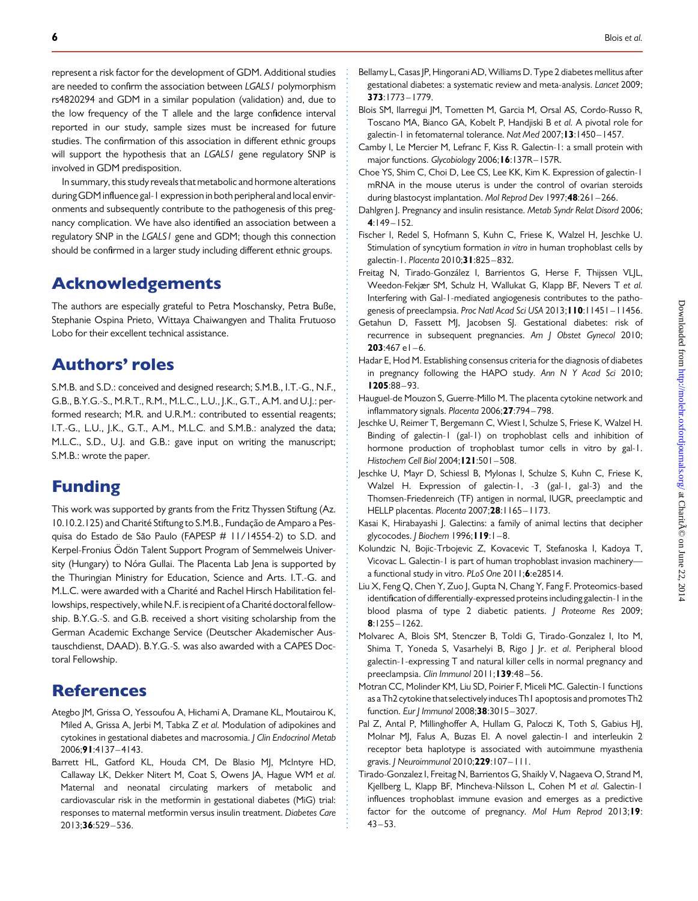represent a risk factor for the development of GDM. Additional studies are needed to confirm the association between *LGALS1* polymorphism rs4820294 and GDM in a similar population (validation) and, due to the low frequency of the T allele and the large confidence interval reported in our study, sample sizes must be increased for future studies. The confirmation of this association in different ethnic groups will support the hypothesis that an *LGALS1* gene regulatory SNP is involved in GDM predisposition.

In summary, this study reveals that metabolic and hormone alterations during GDM influence gal-1 expression in both peripheral and local environments and subsequently contribute to the pathogenesis of this pregnancy complication. We have also identified an association between a regulatory SNP in the *LGALS1* gene and GDM; though this connection should be confirmed in a larger study including different ethnic groups.

# Acknowledgements

The authors are especially grateful to Petra Moschansky, Petra Buße, Stephanie Ospina Prieto, Wittaya Chaiwangyen and Thalita Frutuoso Lobo for their excellent technical assistance.

# Authors' roles

S.M.B. and S.D.: conceived and designed research; S.M.B., I.T.-G., N.F., G.B., B.Y.G.-S., M.R.T., R.M., M.L.C., L.U., J.K., G.T., A.M. and U.J.: performed research; M.R. and U.R.M.: contributed to essential reagents; I.T.-G., L.U., J.K., G.T., A.M., M.L.C. and S.M.B.: analyzed the data; M.L.C., S.D., U.J. and G.B.: gave input on writing the manuscript; S.M.B.: wrote the paper.

# Funding

This work was supported by grants from the Fritz Thyssen Stiftung (Az. 10.10.2.125) and Charité Stiftung to S.M.B., Fundação de Amparo a Pesquisa do Estado de São Paulo (FAPESP # 11/14554-2) to S.D. and Kerpel-Fronius Ödön Talent Support Program of Semmelweis University (Hungary) to Nóra Gullai. The Placenta Lab Jena is supported by the Thuringian Ministry for Education, Science and Arts. I.T.-G. and M.L.C. were awarded with a Charité and Rachel Hirsch Habilitation fellowships, respectively, while N.F. is recipient of a Charité doctoral fellowship. B.Y.G.-S. and G.B. received a short visiting scholarship from the German Academic Exchange Service (Deutscher Akademischer Austauschdienst, DAAD). B.Y.G.-S. was also awarded with a CAPES Doctoral Fellowship.

# References

Ategbo JM, Grissa O, Yessoufou A, Hichami A, Dramane KL, Moutairou K, Miled A, Grissa A, Jerbi M, Tabka Z *et al.* Modulation of adipokines and cytokines in gestational diabetes and macrosomia. *J Clin Endocrinol Metab* 2006;**91**:4137–4143.

Barrett HL, Gatford KL, Houda CM, De Blasio MJ, McIntyre HD, Callaway LK, Dekker Nitert M, Coat S, Owens JA, Hague WM *et al.* Maternal and neonatal circulating markers of metabolic and cardiovascular risk in the metformin in gestational diabetes (MiG) trial: responses to maternal metformin versus insulin treatment. *Diabetes Care* 2013;**36**:529–536.

Bellamy L, Casas JP, Hingorani AD, Williams D. Type 2 diabetes mellitus after gestational diabetes: a systematic review and meta-analysis. *Lancet* 2009; **373**:1773–1779.

Blois SM, Ilarregui JM, Tometten M, Garcia M, Orsal AS, Cordo-Russo R, Toscano MA, Bianco GA, Kobelt P, Handjiski B *et al.* A pivotal role for galectin-1 in fetomaternal tolerance. *Nat Med* 2007;**13**:1450–1457.

Camby I, Le Mercier M, Lefranc F, Kiss R. Galectin-1: a small protein with major functions. *Glycobiology* 2006;**16**:137R–157R.

Choe YS, Shim C, Choi D, Lee CS, Lee KK, Kim K. Expression of galectin-1 mRNA in the mouse uterus is under the control of ovarian steroids during blastocyst implantation. *Mol Reprod Dev* 1997;**48**:261–266.

Dahlgren J. Pregnancy and insulin resistance. *Metab Syndr Relat Disord* 2006; **4**:149–152.

Fischer I, Redel S, Hofmann S, Kuhn C, Friese K, Walzel H, Jeschke U. Stimulation of syncytium formation *in vitro* in human trophoblast cells by galectin-1. *Placenta* 2010;**31**:825–832.

Freitag N, Tirado-González I, Barrientos G, Herse F, Thijssen VLJL, Weedon-Fekjær SM, Schulz H, Wallukat G, Klapp BF, Nevers T *et al.* Interfering with Gal-1-mediated angiogenesis contributes to the pathogenesis of preeclampsia. *Proc Natl Acad Sci USA* 2013;**110**:11451–11456.

Getahun D, Fassett MJ, Jacobsen SJ. Gestational diabetes: risk of recurrence in subsequent pregnancies. *Am J Obstet Gynecol* 2010; **203**:467 e1–6.

Hadar E, Hod M. Establishing consensus criteria for the diagnosis of diabetes in pregnancy following the HAPO study. *Ann N Y Acad Sci* 2010; **1205**:88–93.

Hauguel-de Mouzon S, Guerre-Millo M. The placenta cytokine network and inflammatory signals. *Placenta* 2006;**27**:794–798.

Jeschke U, Reimer T, Bergemann C, Wiest I, Schulze S, Friese K, Walzel H. Binding of galectin-1 (gal-1) on trophoblast cells and inhibition of hormone production of trophoblast tumor cells in vitro by gal-1. *Histochem Cell Biol* 2004;**121**:501–508.

Jeschke U, Mayr D, Schiessl B, Mylonas I, Schulze S, Kuhn C, Friese K, Walzel H. Expression of galectin-1, -3 (gal-1, gal-3) and the Thomsen-Friedenreich (TF) antigen in normal, IUGR, preeclamptic and HELLP placentas. *Placenta* 2007;**28**:1165–1173.

Kasai K, Hirabayashi J. Galectins: a family of animal lectins that decipher glycocodes. *J Biochem* 1996;**119**:1–8.

Kolundzic N, Bojic-Trbojevic Z, Kovacevic T, Stefanoska I, Kadoya T, Vicovac L. Galectin-1 is part of human trophoblast invasion machinery—a functional study in vitro. *PLoS One* 2011;**6**:e28514.

Liu X, Feng Q, Chen Y, Zuo J, Gupta N, Chang Y, Fang F. Proteomics-based identification of differentially-expressed proteins including galectin-1 in the blood plasma of type 2 diabetic patients. *J Proteome Res* 2009; **8**:1255–1262.

Molvarec A, Blois SM, Stenczer B, Toldi G, Tirado-Gonzalez I, Ito M, Shima T, Yoneda S, Vasarhelyi B, Rigo J Jr. *et al.* Peripheral blood galectin-1-expressing T and natural killer cells in normal pregnancy and preeclampsia. *Clin Immunol* 2011;**139**:48–56.

Motran CC, Molinder KM, Liu SD, Poirier F, Miceli MC. Galectin-1 functions as a Th2 cytokine that selectively induces Th1 apoptosis and promotes Th2 function. *Eur J Immunol* 2008;**38**:3015–3027.

Pal Z, Antal P, Millinghoffer A, Hullam G, Paloczi K, Toth S, Gabius HJ, Molnar MJ, Falus A, Buzas EI. A novel galectin-1 and interleukin 2 receptor beta haplotype is associated with autoimmune myasthenia gravis. *J Neuroimmunol* 2010;**229**:107–111.

Tirado-Gonzalez I, Freitag N, Barrientos G, Shaikly V, Nagaeva O, Strand M, Kjellberg L, Klapp BF, Mincheva-Nilsson L, Cohen M *et al.* Galectin-1 influences trophoblast immune evasion and emerges as a predictive factor for the outcome of pregnancy. *Mol Hum Reprod* 2013;**19**: 43–53.